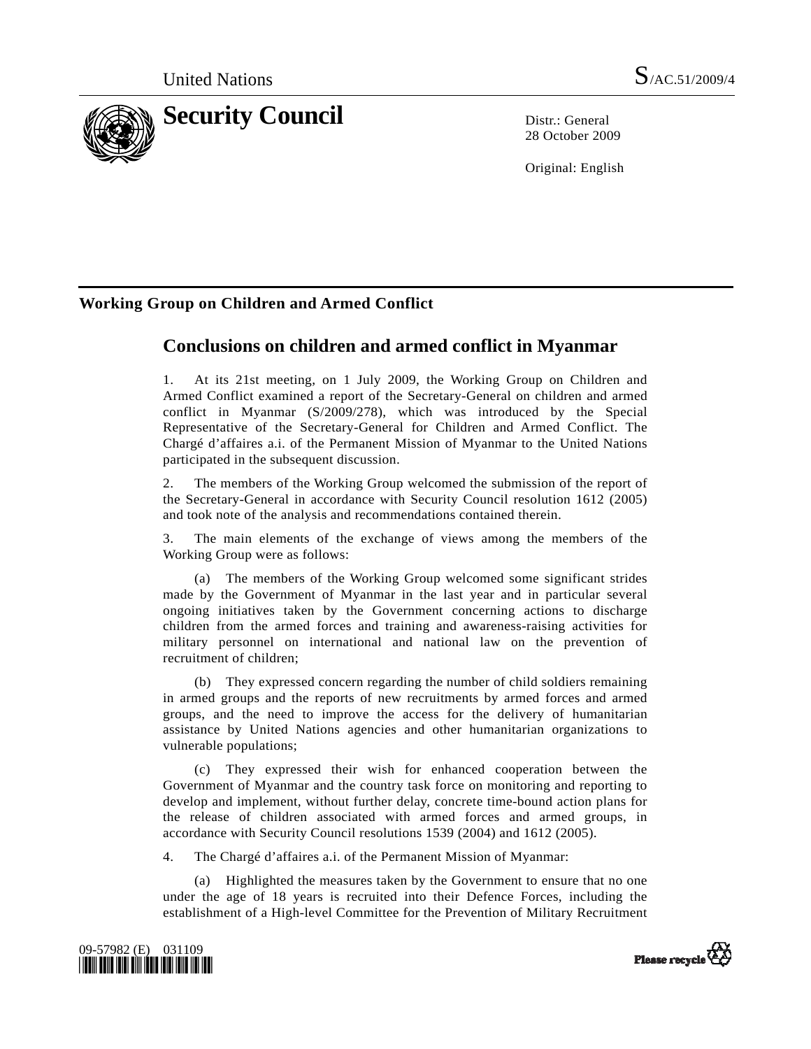United Nations S/AC.51/2009/4

# Security Council

Distr.: General
28 October 2009

Original: English

## Working Group on Children and Armed Conflict

## Conclusions on children and armed conflict in Myanmar

1. At its 21st meeting, on 1 July 2009, the Working Group on Children and Armed Conflict examined a report of the Secretary-General on children and armed conflict in Myanmar (S/2009/278), which was introduced by the Special Representative of the Secretary-General for Children and Armed Conflict. The Chargé d'affaires a.i. of the Permanent Mission of Myanmar to the United Nations participated in the subsequent discussion.

2. The members of the Working Group welcomed the submission of the report of the Secretary-General in accordance with Security Council resolution 1612 (2005) and took note of the analysis and recommendations contained therein.

3. The main elements of the exchange of views among the members of the Working Group were as follows:

(a) The members of the Working Group welcomed some significant strides made by the Government of Myanmar in the last year and in particular several ongoing initiatives taken by the Government concerning actions to discharge children from the armed forces and training and awareness-raising activities for military personnel on international and national law on the prevention of recruitment of children;

(b) They expressed concern regarding the number of child soldiers remaining in armed groups and the reports of new recruitments by armed forces and armed groups, and the need to improve the access for the delivery of humanitarian assistance by United Nations agencies and other humanitarian organizations to vulnerable populations;

(c) They expressed their wish for enhanced cooperation between the Government of Myanmar and the country task force on monitoring and reporting to develop and implement, without further delay, concrete time-bound action plans for the release of children associated with armed forces and armed groups, in accordance with Security Council resolutions 1539 (2004) and 1612 (2005).

4. The Chargé d'affaires a.i. of the Permanent Mission of Myanmar:

(a) Highlighted the measures taken by the Government to ensure that no one under the age of 18 years is recruited into their Defence Forces, including the establishment of a High-level Committee for the Prevention of Military Recruitment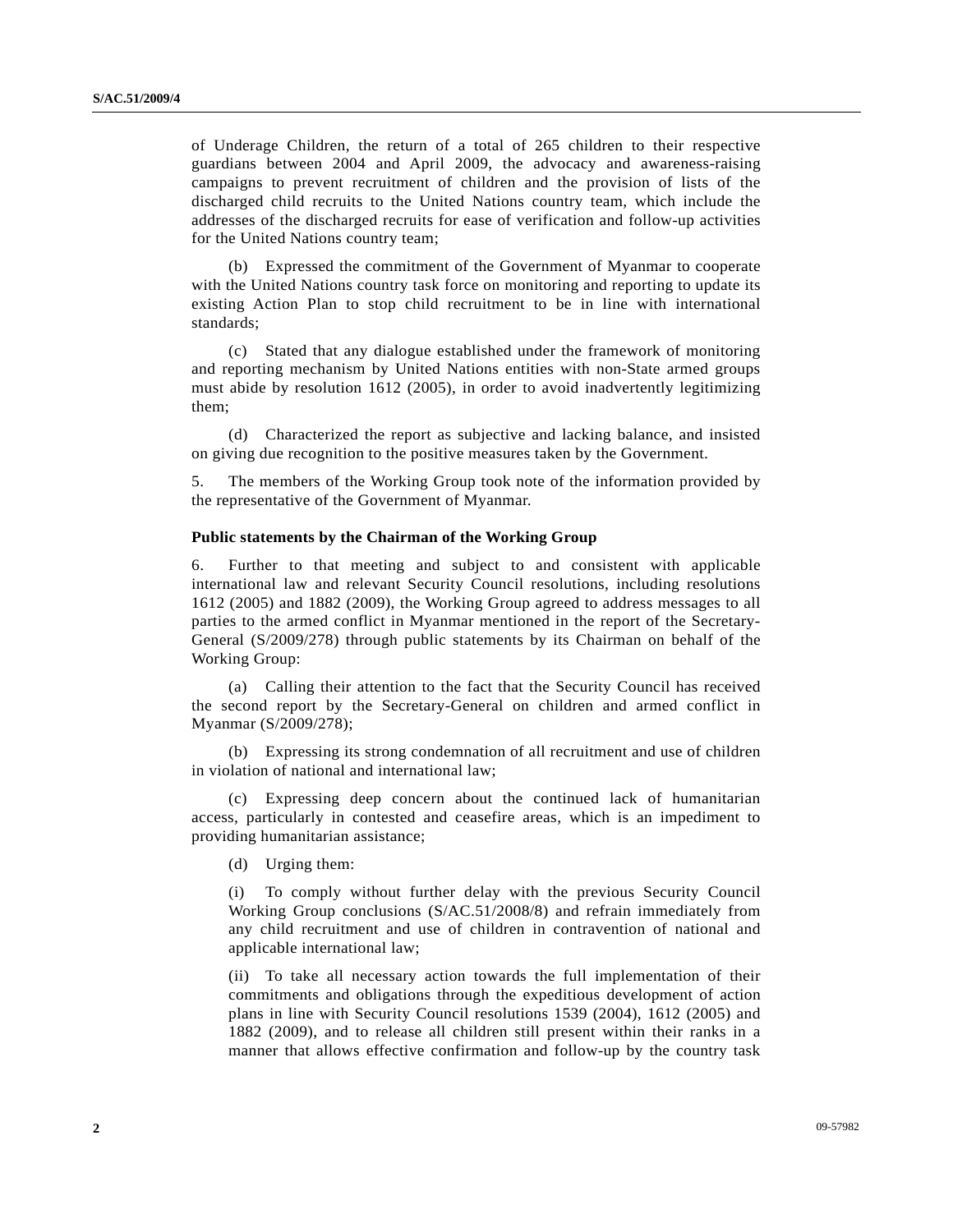of Underage Children, the return of a total of 265 children to their respective guardians between 2004 and April 2009, the advocacy and awareness-raising campaigns to prevent recruitment of children and the provision of lists of the discharged child recruits to the United Nations country team, which include the addresses of the discharged recruits for ease of verification and follow-up activities for the United Nations country team;

(b) Expressed the commitment of the Government of Myanmar to cooperate with the United Nations country task force on monitoring and reporting to update its existing Action Plan to stop child recruitment to be in line with international standards;

(c) Stated that any dialogue established under the framework of monitoring and reporting mechanism by United Nations entities with non-State armed groups must abide by resolution 1612 (2005), in order to avoid inadvertently legitimizing them;

(d) Characterized the report as subjective and lacking balance, and insisted on giving due recognition to the positive measures taken by the Government.

5. The members of the Working Group took note of the information provided by the representative of the Government of Myanmar.

**Public statements by the Chairman of the Working Group**

6. Further to that meeting and subject to and consistent with applicable international law and relevant Security Council resolutions, including resolutions 1612 (2005) and 1882 (2009), the Working Group agreed to address messages to all parties to the armed conflict in Myanmar mentioned in the report of the Secretary-General (S/2009/278) through public statements by its Chairman on behalf of the Working Group:

(a) Calling their attention to the fact that the Security Council has received the second report by the Secretary-General on children and armed conflict in Myanmar (S/2009/278);

(b) Expressing its strong condemnation of all recruitment and use of children in violation of national and international law;

(c) Expressing deep concern about the continued lack of humanitarian access, particularly in contested and ceasefire areas, which is an impediment to providing humanitarian assistance;

(d) Urging them:

(i) To comply without further delay with the previous Security Council Working Group conclusions (S/AC.51/2008/8) and refrain immediately from any child recruitment and use of children in contravention of national and applicable international law;

(ii) To take all necessary action towards the full implementation of their commitments and obligations through the expeditious development of action plans in line with Security Council resolutions 1539 (2004), 1612 (2005) and 1882 (2009), and to release all children still present within their ranks in a manner that allows effective confirmation and follow-up by the country task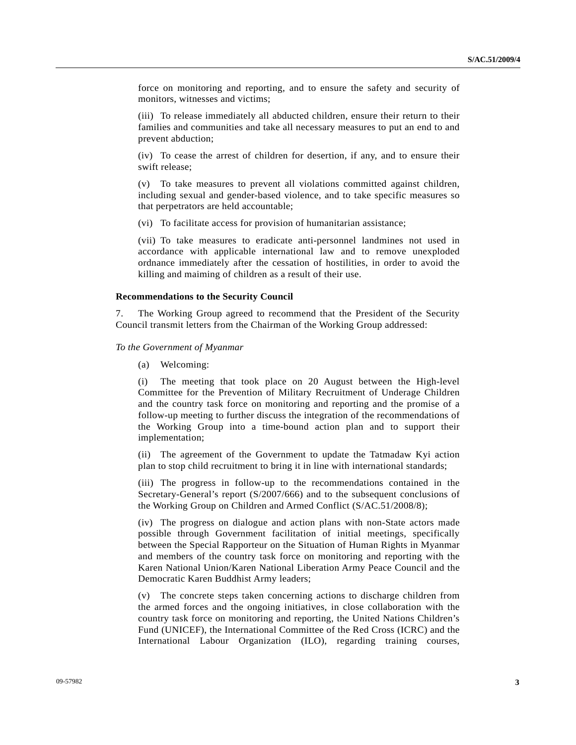force on monitoring and reporting, and to ensure the safety and security of monitors, witnesses and victims;

(iii) To release immediately all abducted children, ensure their return to their families and communities and take all necessary measures to put an end to and prevent abduction;

(iv) To cease the arrest of children for desertion, if any, and to ensure their swift release;

(v) To take measures to prevent all violations committed against children, including sexual and gender-based violence, and to take specific measures so that perpetrators are held accountable;

(vi) To facilitate access for provision of humanitarian assistance;

(vii) To take measures to eradicate anti-personnel landmines not used in accordance with applicable international law and to remove unexploded ordnance immediately after the cessation of hostilities, in order to avoid the killing and maiming of children as a result of their use.

**Recommendations to the Security Council**

7. The Working Group agreed to recommend that the President of the Security Council transmit letters from the Chairman of the Working Group addressed:

*To the Government of Myanmar*

(a) Welcoming:

(i) The meeting that took place on 20 August between the High-level Committee for the Prevention of Military Recruitment of Underage Children and the country task force on monitoring and reporting and the promise of a follow-up meeting to further discuss the integration of the recommendations of the Working Group into a time-bound action plan and to support their implementation;

(ii) The agreement of the Government to update the Tatmadaw Kyi action plan to stop child recruitment to bring it in line with international standards;

(iii) The progress in follow-up to the recommendations contained in the Secretary-General's report (S/2007/666) and to the subsequent conclusions of the Working Group on Children and Armed Conflict (S/AC.51/2008/8);

(iv) The progress on dialogue and action plans with non-State actors made possible through Government facilitation of initial meetings, specifically between the Special Rapporteur on the Situation of Human Rights in Myanmar and members of the country task force on monitoring and reporting with the Karen National Union/Karen National Liberation Army Peace Council and the Democratic Karen Buddhist Army leaders;

(v) The concrete steps taken concerning actions to discharge children from the armed forces and the ongoing initiatives, in close collaboration with the country task force on monitoring and reporting, the United Nations Children's Fund (UNICEF), the International Committee of the Red Cross (ICRC) and the International Labour Organization (ILO), regarding training courses,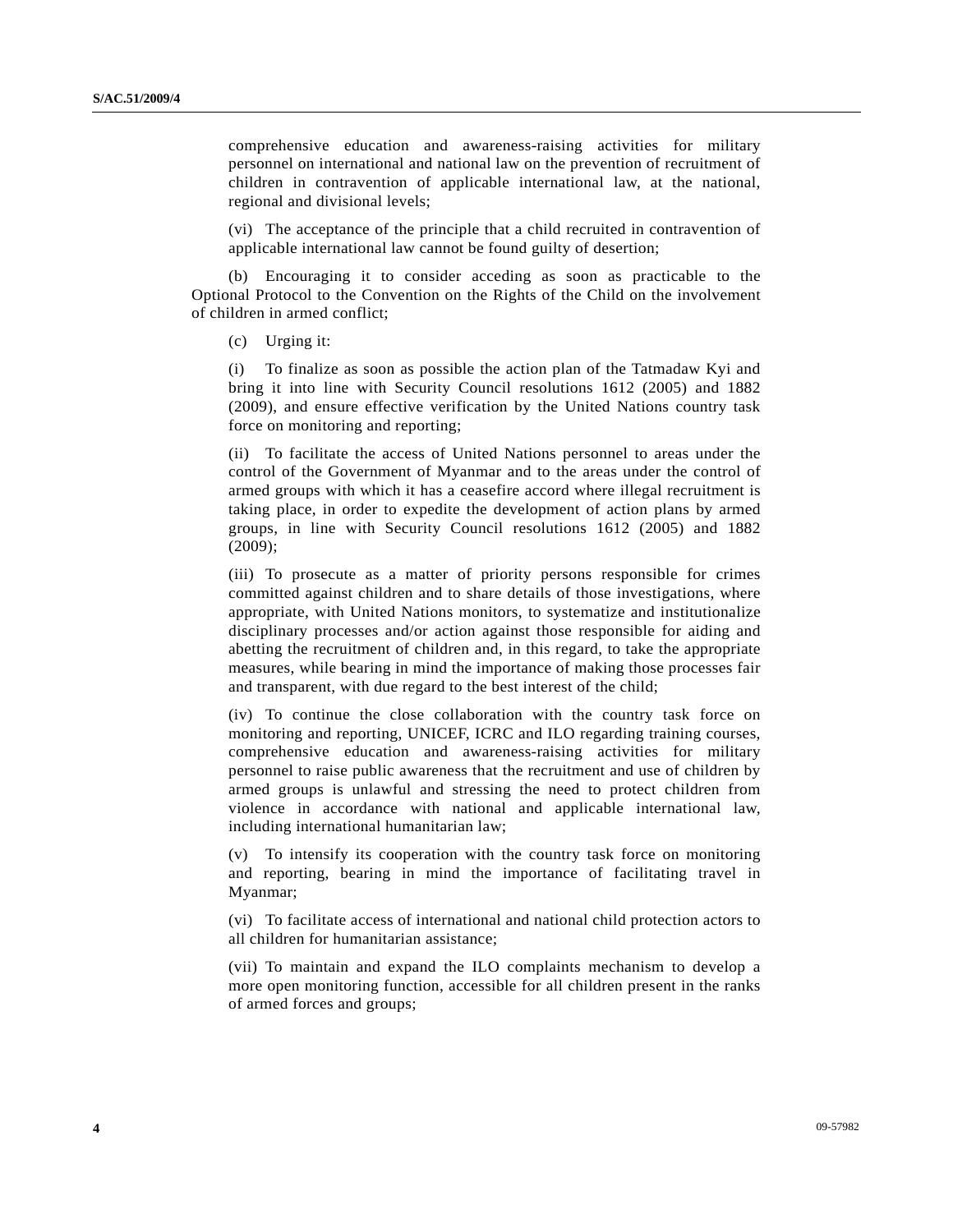comprehensive education and awareness-raising activities for military personnel on international and national law on the prevention of recruitment of children in contravention of applicable international law, at the national, regional and divisional levels;

(vi) The acceptance of the principle that a child recruited in contravention of applicable international law cannot be found guilty of desertion;

(b) Encouraging it to consider acceding as soon as practicable to the Optional Protocol to the Convention on the Rights of the Child on the involvement of children in armed conflict;

(c) Urging it:

(i) To finalize as soon as possible the action plan of the Tatmadaw Kyi and bring it into line with Security Council resolutions 1612 (2005) and 1882 (2009), and ensure effective verification by the United Nations country task force on monitoring and reporting;

(ii) To facilitate the access of United Nations personnel to areas under the control of the Government of Myanmar and to the areas under the control of armed groups with which it has a ceasefire accord where illegal recruitment is taking place, in order to expedite the development of action plans by armed groups, in line with Security Council resolutions 1612 (2005) and 1882 (2009);

(iii) To prosecute as a matter of priority persons responsible for crimes committed against children and to share details of those investigations, where appropriate, with United Nations monitors, to systematize and institutionalize disciplinary processes and/or action against those responsible for aiding and abetting the recruitment of children and, in this regard, to take the appropriate measures, while bearing in mind the importance of making those processes fair and transparent, with due regard to the best interest of the child;

(iv) To continue the close collaboration with the country task force on monitoring and reporting, UNICEF, ICRC and ILO regarding training courses, comprehensive education and awareness-raising activities for military personnel to raise public awareness that the recruitment and use of children by armed groups is unlawful and stressing the need to protect children from violence in accordance with national and applicable international law, including international humanitarian law;

(v) To intensify its cooperation with the country task force on monitoring and reporting, bearing in mind the importance of facilitating travel in Myanmar;

(vi) To facilitate access of international and national child protection actors to all children for humanitarian assistance;

(vii) To maintain and expand the ILO complaints mechanism to develop a more open monitoring function, accessible for all children present in the ranks of armed forces and groups;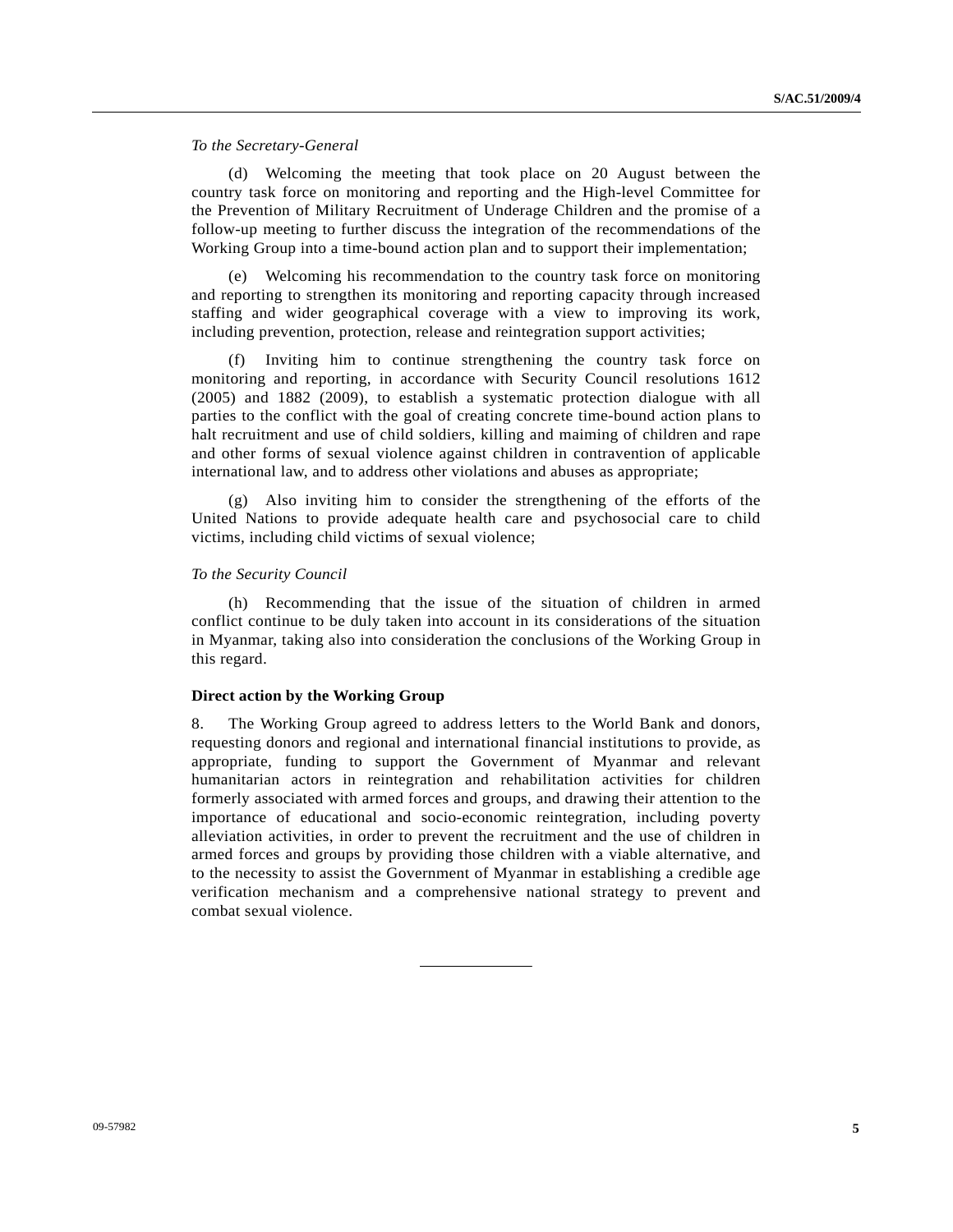*To the Secretary-General*

(d) Welcoming the meeting that took place on 20 August between the country task force on monitoring and reporting and the High-level Committee for the Prevention of Military Recruitment of Underage Children and the promise of a follow-up meeting to further discuss the integration of the recommendations of the Working Group into a time-bound action plan and to support their implementation;

(e) Welcoming his recommendation to the country task force on monitoring and reporting to strengthen its monitoring and reporting capacity through increased staffing and wider geographical coverage with a view to improving its work, including prevention, protection, release and reintegration support activities;

(f) Inviting him to continue strengthening the country task force on monitoring and reporting, in accordance with Security Council resolutions 1612 (2005) and 1882 (2009), to establish a systematic protection dialogue with all parties to the conflict with the goal of creating concrete time-bound action plans to halt recruitment and use of child soldiers, killing and maiming of children and rape and other forms of sexual violence against children in contravention of applicable international law, and to address other violations and abuses as appropriate;

(g) Also inviting him to consider the strengthening of the efforts of the United Nations to provide adequate health care and psychosocial care to child victims, including child victims of sexual violence;

*To the Security Council*

(h) Recommending that the issue of the situation of children in armed conflict continue to be duly taken into account in its considerations of the situation in Myanmar, taking also into consideration the conclusions of the Working Group in this regard.

**Direct action by the Working Group**

8. The Working Group agreed to address letters to the World Bank and donors, requesting donors and regional and international financial institutions to provide, as appropriate, funding to support the Government of Myanmar and relevant humanitarian actors in reintegration and rehabilitation activities for children formerly associated with armed forces and groups, and drawing their attention to the importance of educational and socio-economic reintegration, including poverty alleviation activities, in order to prevent the recruitment and the use of children in armed forces and groups by providing those children with a viable alternative, and to the necessity to assist the Government of Myanmar in establishing a credible age verification mechanism and a comprehensive national strategy to prevent and combat sexual violence.